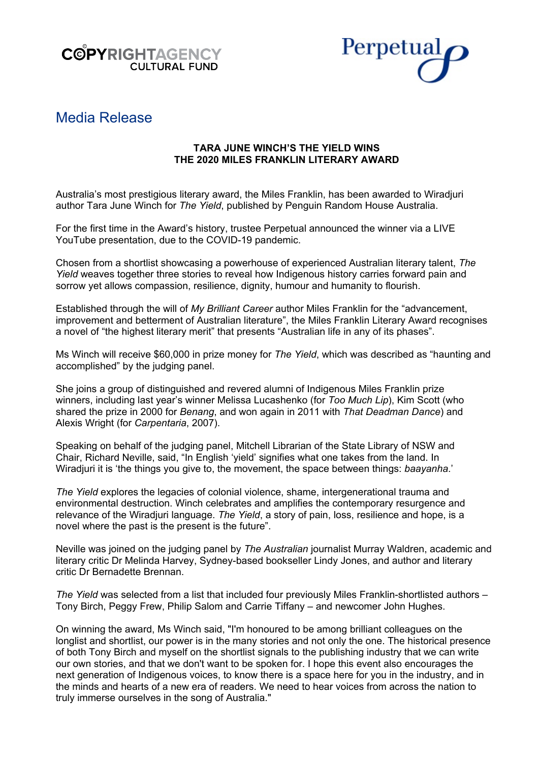COPYRIGHTAGENCY CULTURAL FUND

Perpetual

# Media Release

**TARA JUNE WINCH'S THE YIELD WINS THE 2020 MILES FRANKLIN LITERARY AWARD**

Australia's most prestigious literary award, the Miles Franklin, has been awarded to Wiradjuri author Tara June Winch for *The Yield*, published by Penguin Random House Australia.

For the first time in the Award's history, trustee Perpetual announced the winner via a LIVE YouTube presentation, due to the COVID-19 pandemic.

Chosen from a shortlist showcasing a powerhouse of experienced Australian literary talent, *The Yield* weaves together three stories to reveal how Indigenous history carries forward pain and sorrow yet allows compassion, resilience, dignity, humour and humanity to flourish.

Established through the will of *My Brilliant Career* author Miles Franklin for the "advancement, improvement and betterment of Australian literature", the Miles Franklin Literary Award recognises a novel of "the highest literary merit" that presents "Australian life in any of its phases".

Ms Winch will receive $60,000 in prize money for *The Yield*, which was described as "haunting and accomplished" by the judging panel.

She joins a group of distinguished and revered alumni of Indigenous Miles Franklin prize winners, including last year's winner Melissa Lucashenko (for *Too Much Lip*), Kim Scott (who shared the prize in 2000 for *Benang*, and won again in 2011 with *That Deadman Dance*) and Alexis Wright (for *Carpentaria*, 2007).

Speaking on behalf of the judging panel, Mitchell Librarian of the State Library of NSW and Chair, Richard Neville, said, "In English 'yield' signifies what one takes from the land. In Wiradjuri it is 'the things you give to, the movement, the space between things: *baayanha*.'

*The Yield* explores the legacies of colonial violence, shame, intergenerational trauma and environmental destruction. Winch celebrates and amplifies the contemporary resurgence and relevance of the Wiradjuri language. *The Yield*, a story of pain, loss, resilience and hope, is a novel where the past is the present is the future".

Neville was joined on the judging panel by *The Australian* journalist Murray Waldren, academic and literary critic Dr Melinda Harvey, Sydney-based bookseller Lindy Jones, and author and literary critic Dr Bernadette Brennan.

*The Yield* was selected from a list that included four previously Miles Franklin-shortlisted authors – Tony Birch, Peggy Frew, Philip Salom and Carrie Tiffany – and newcomer John Hughes.

On winning the award, Ms Winch said, "I'm honoured to be among brilliant colleagues on the longlist and shortlist, our power is in the many stories and not only the one. The historical presence of both Tony Birch and myself on the shortlist signals to the publishing industry that we can write our own stories, and that we don't want to be spoken for. I hope this event also encourages the next generation of Indigenous voices, to know there is a space here for you in the industry, and in the minds and hearts of a new era of readers. We need to hear voices from across the nation to truly immerse ourselves in the song of Australia."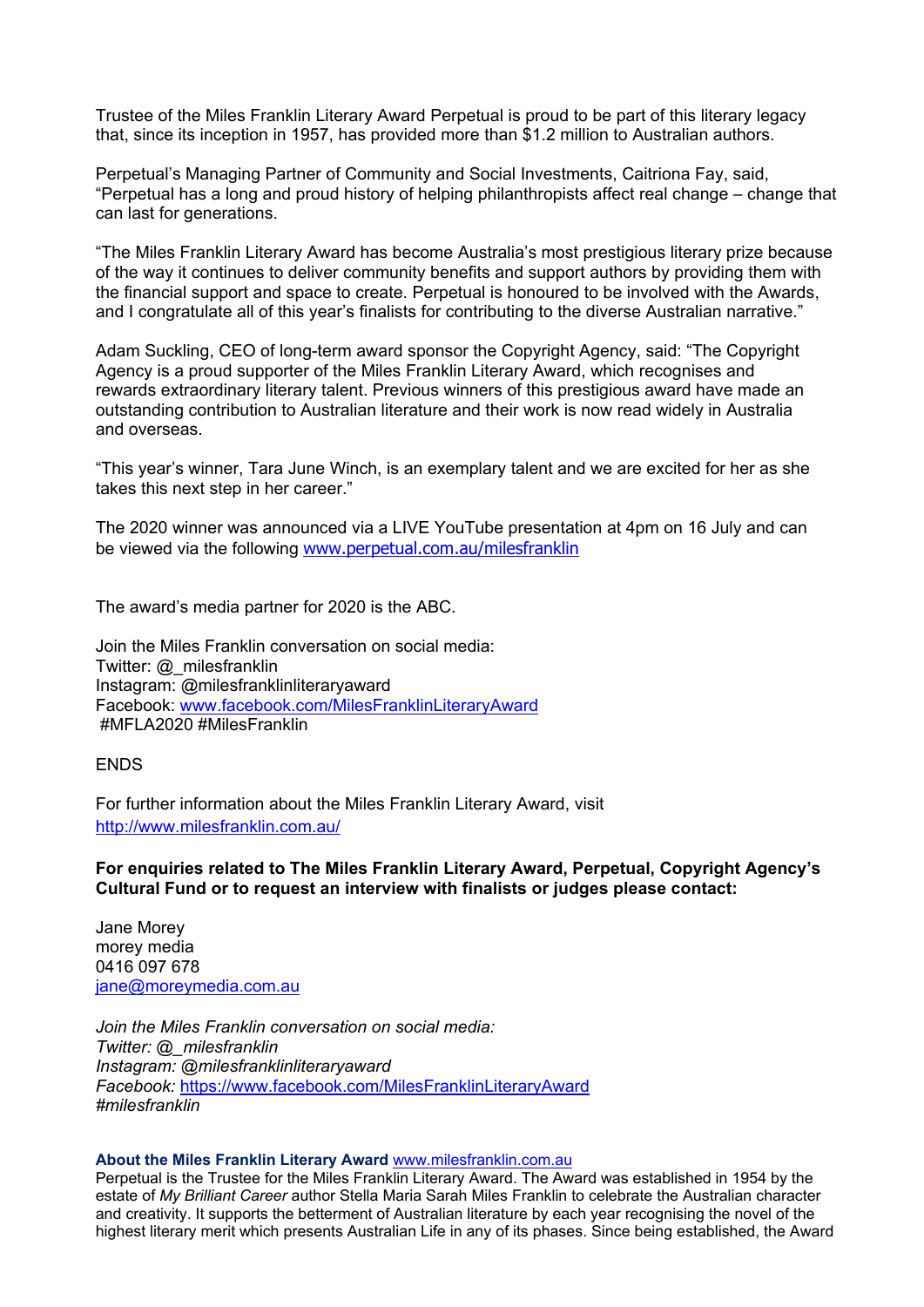Trustee of the Miles Franklin Literary Award Perpetual is proud to be part of this literary legacy that, since its inception in 1957, has provided more than $1.2 million to Australian authors.

Perpetual's Managing Partner of Community and Social Investments, Caitriona Fay, said, "Perpetual has a long and proud history of helping philanthropists affect real change – change that can last for generations.

"The Miles Franklin Literary Award has become Australia's most prestigious literary prize because of the way it continues to deliver community benefits and support authors by providing them with the financial support and space to create. Perpetual is honoured to be involved with the Awards, and I congratulate all of this year's finalists for contributing to the diverse Australian narrative."

Adam Suckling, CEO of long-term award sponsor the Copyright Agency, said: "The Copyright Agency is a proud supporter of the Miles Franklin Literary Award, which recognises and rewards extraordinary literary talent. Previous winners of this prestigious award have made an outstanding contribution to Australian literature and their work is now read widely in Australia and overseas.

"This year's winner, Tara June Winch, is an exemplary talent and we are excited for her as she takes this next step in her career."

The 2020 winner was announced via a LIVE YouTube presentation at 4pm on 16 July and can be viewed via the following [www.perpetual.com.au/milesfranklin](www.perpetual.com.au/milesfranklin)

The award's media partner for 2020 is the ABC.

Join the Miles Franklin conversation on social media:
Twitter: @_milesfranklin
Instagram: @milesfranklinliteraryaward
Facebook: [www.facebook.com/MilesFranklinLiteraryAward](www.facebook.com/MilesFranklinLiteraryAward)
#MFLA2020 #MilesFranklin

ENDS

For further information about the Miles Franklin Literary Award, visit [http://www.milesfranklin.com.au/](http://www.milesfranklin.com.au/)

**For enquiries related to The Miles Franklin Literary Award, Perpetual, Copyright Agency's Cultural Fund or to request an interview with finalists or judges please contact:**

Jane Morey
morey media
0416 097 678
[jane@moreymedia.com.au](mailto:jane@moreymedia.com.au)

*Join the Miles Franklin conversation on social media:*
*Twitter: @_milesfranklin*
*Instagram: @milesfranklinliteraryaward*
*Facebook:* [https://www.facebook.com/MilesFranklinLiteraryAward](https://www.facebook.com/MilesFranklinLiteraryAward)
*#milesfranklin*

**About the Miles Franklin Literary Award** [www.milesfranklin.com.au](www.milesfranklin.com.au)
Perpetual is the Trustee for the Miles Franklin Literary Award. The Award was established in 1954 by the estate of *My Brilliant Career* author Stella Maria Sarah Miles Franklin to celebrate the Australian character and creativity. It supports the betterment of Australian literature by each year recognising the novel of the highest literary merit which presents Australian Life in any of its phases. Since being established, the Award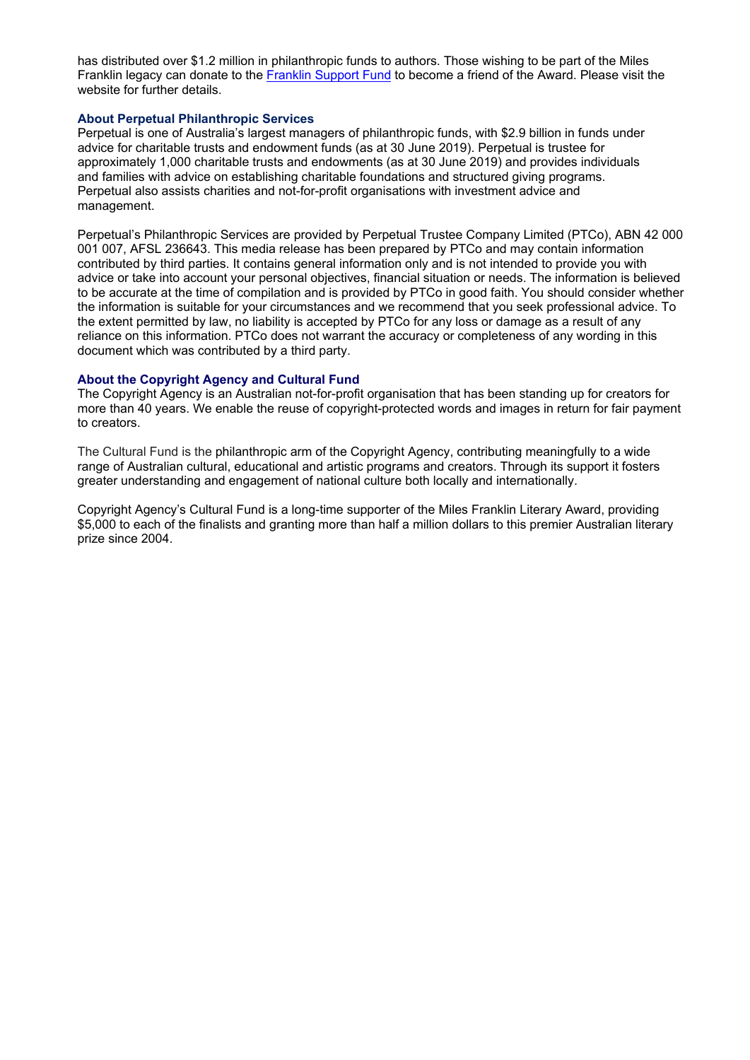has distributed over $1.2 million in philanthropic funds to authors. Those wishing to be part of the Miles Franklin legacy can donate to the Franklin Support Fund to become a friend of the Award. Please visit the website for further details.

**About Perpetual Philanthropic Services**

Perpetual is one of Australia's largest managers of philanthropic funds, with $2.9 billion in funds under advice for charitable trusts and endowment funds (as at 30 June 2019). Perpetual is trustee for approximately 1,000 charitable trusts and endowments (as at 30 June 2019) and provides individuals and families with advice on establishing charitable foundations and structured giving programs. Perpetual also assists charities and not-for-profit organisations with investment advice and management.

Perpetual's Philanthropic Services are provided by Perpetual Trustee Company Limited (PTCo), ABN 42 000 001 007, AFSL 236643. This media release has been prepared by PTCo and may contain information contributed by third parties. It contains general information only and is not intended to provide you with advice or take into account your personal objectives, financial situation or needs. The information is believed to be accurate at the time of compilation and is provided by PTCo in good faith. You should consider whether the information is suitable for your circumstances and we recommend that you seek professional advice. To the extent permitted by law, no liability is accepted by PTCo for any loss or damage as a result of any reliance on this information. PTCo does not warrant the accuracy or completeness of any wording in this document which was contributed by a third party.

**About the Copyright Agency and Cultural Fund**

The Copyright Agency is an Australian not-for-profit organisation that has been standing up for creators for more than 40 years. We enable the reuse of copyright-protected words and images in return for fair payment to creators.

The Cultural Fund is the philanthropic arm of the Copyright Agency, contributing meaningfully to a wide range of Australian cultural, educational and artistic programs and creators. Through its support it fosters greater understanding and engagement of national culture both locally and internationally.

Copyright Agency's Cultural Fund is a long-time supporter of the Miles Franklin Literary Award, providing $5,000 to each of the finalists and granting more than half a million dollars to this premier Australian literary prize since 2004.